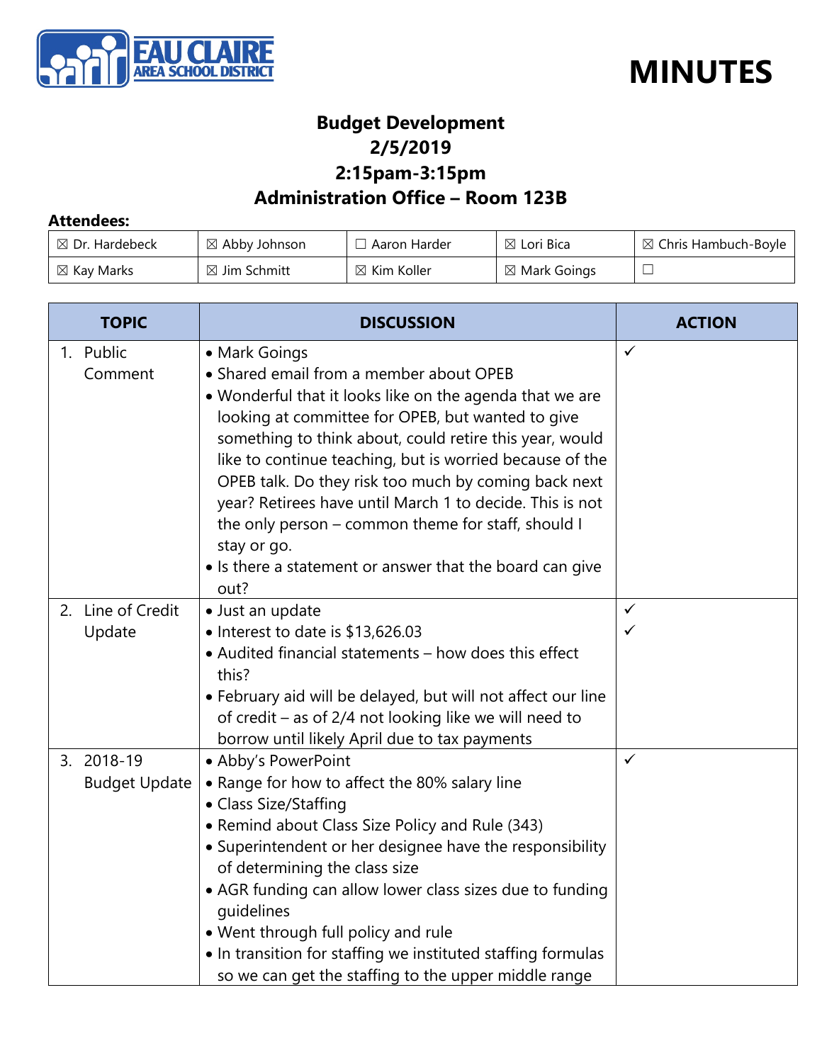# MINUTES

## Budget Development
## 2/5/2019
## 2:15pm-3:15pm
## Administration Office – Room 123B

**Attendees:**

| | | | | |
|---|---|---|---|---|
| ☒ Dr. Hardebeck | ☒ Abby Johnson | ☐ Aaron Harder | ☒ Lori Bica | ☒ Chris Hambuch-Boyle |
| ☒ Kay Marks | ☒ Jim Schmitt | ☒ Kim Koller | ☒ Mark Goings | ☐ |

| TOPIC | DISCUSSION | ACTION |
|---|---|---|
| 1. Public Comment | • Mark Goings<br>• Shared email from a member about OPEB<br>• Wonderful that it looks like on the agenda that we are looking at committee for OPEB, but wanted to give something to think about, could retire this year, would like to continue teaching, but is worried because of the OPEB talk. Do they risk too much by coming back next year? Retirees have until March 1 to decide. This is not the only person – common theme for staff, should I stay or go.<br>• Is there a statement or answer that the board can give out? | ✓ |
| 2. Line of Credit Update | • Just an update<br>• Interest to date is $13,626.03<br>• Audited financial statements – how does this effect this?<br>• February aid will be delayed, but will not affect our line of credit – as of 2/4 not looking like we will need to borrow until likely April due to tax payments | ✓<br>✓ |
| 3. 2018-19 Budget Update | • Abby's PowerPoint<br>• Range for how to affect the 80% salary line<br>• Class Size/Staffing<br>• Remind about Class Size Policy and Rule (343)<br>• Superintendent or her designee have the responsibility of determining the class size<br>• AGR funding can allow lower class sizes due to funding guidelines<br>• Went through full policy and rule<br>• In transition for staffing we instituted staffing formulas so we can get the staffing to the upper middle range | ✓ |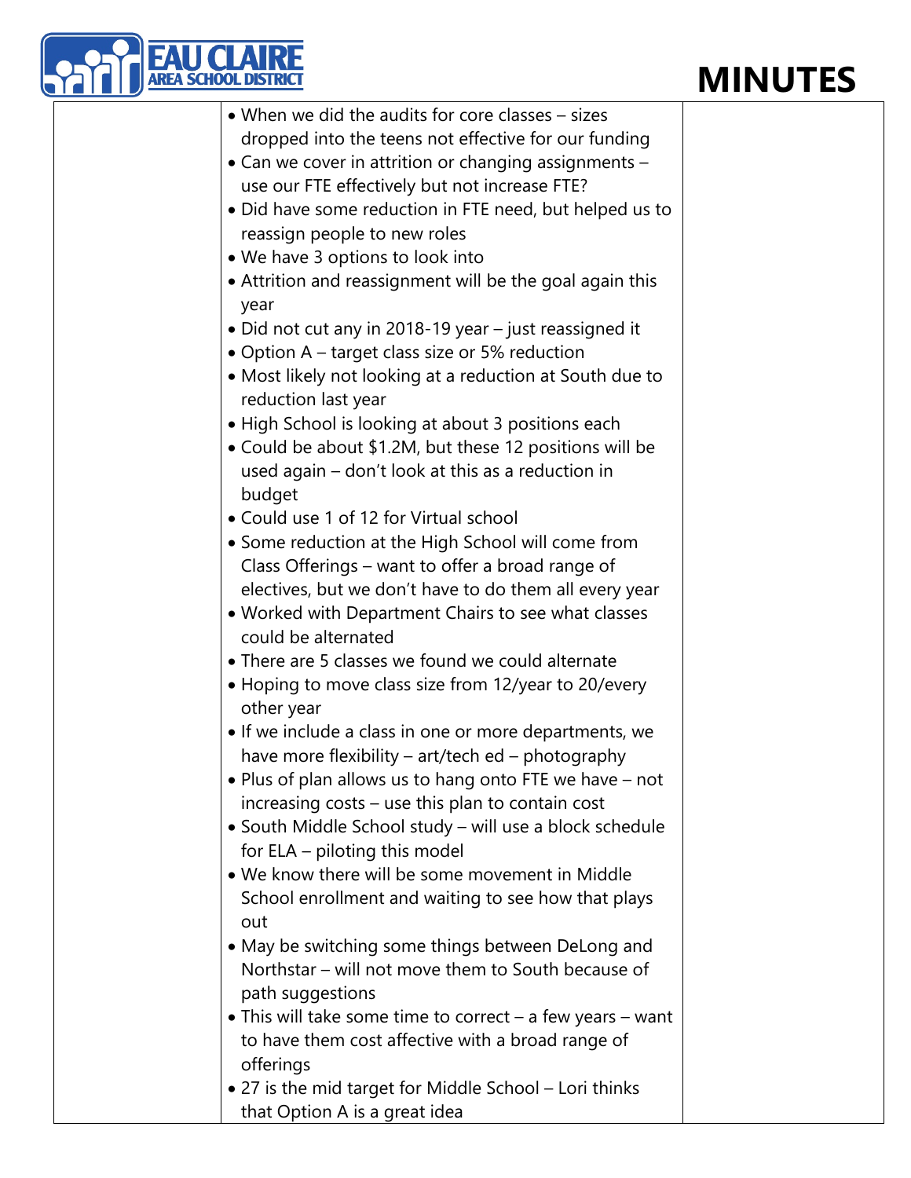- When we did the audits for core classes – sizes dropped into the teens not effective for our funding
- Can we cover in attrition or changing assignments – use our FTE effectively but not increase FTE?
- Did have some reduction in FTE need, but helped us to reassign people to new roles
- We have 3 options to look into
- Attrition and reassignment will be the goal again this year
- Did not cut any in 2018-19 year – just reassigned it
- Option A – target class size or 5% reduction
- Most likely not looking at a reduction at South due to reduction last year
- High School is looking at about 3 positions each
- Could be about $1.2M, but these 12 positions will be used again – don't look at this as a reduction in budget
- Could use 1 of 12 for Virtual school
- Some reduction at the High School will come from Class Offerings – want to offer a broad range of electives, but we don't have to do them all every year
- Worked with Department Chairs to see what classes could be alternated
- There are 5 classes we found we could alternate
- Hoping to move class size from 12/year to 20/every other year
- If we include a class in one or more departments, we have more flexibility – art/tech ed – photography
- Plus of plan allows us to hang onto FTE we have – not increasing costs – use this plan to contain cost
- South Middle School study – will use a block schedule for ELA – piloting this model
- We know there will be some movement in Middle School enrollment and waiting to see how that plays out
- May be switching some things between DeLong and Northstar – will not move them to South because of path suggestions
- This will take some time to correct – a few years – want to have them cost affective with a broad range of offerings
- 27 is the mid target for Middle School – Lori thinks that Option A is a great idea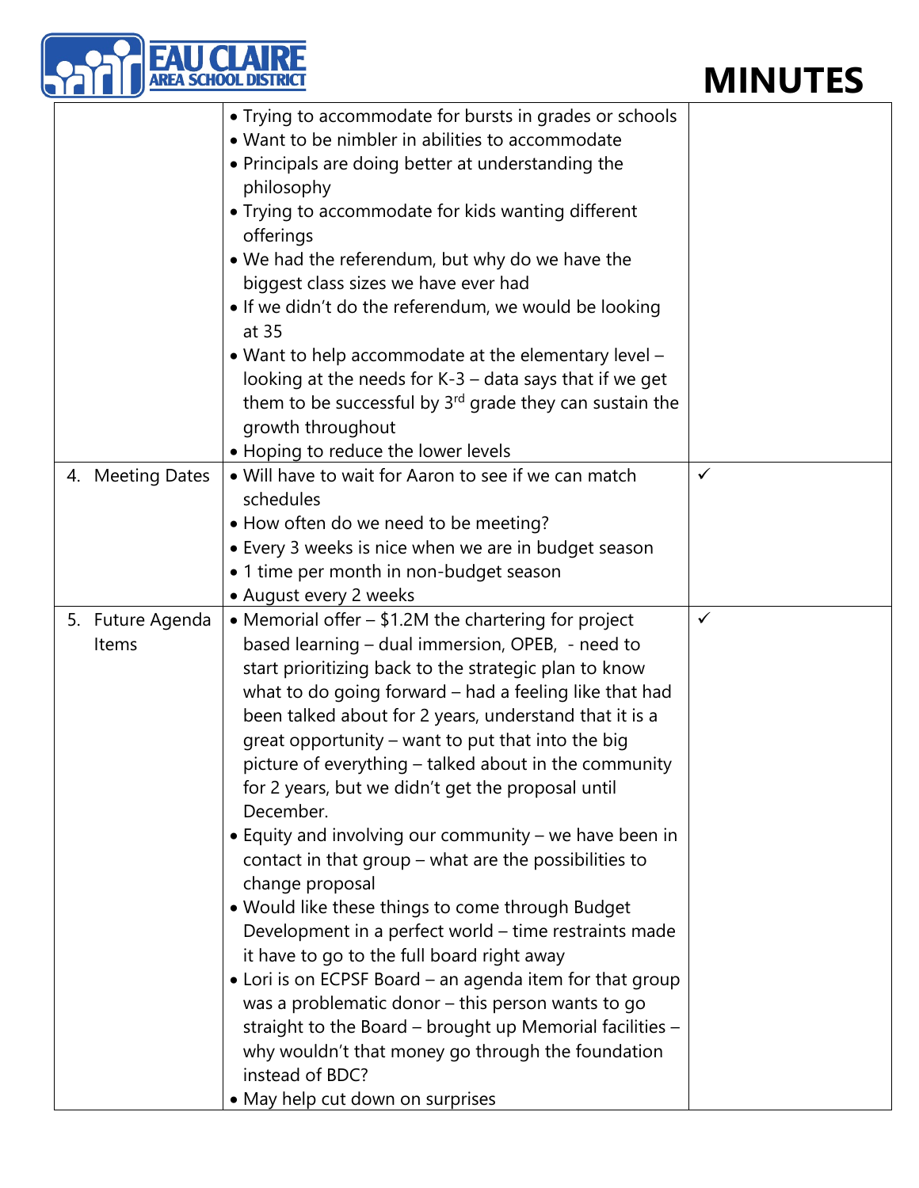# MINUTES

| | | |
|---|---|---|
| | • Trying to accommodate for bursts in grades or schools<br>• Want to be nimbler in abilities to accommodate<br>• Principals are doing better at understanding the philosophy<br>• Trying to accommodate for kids wanting different offerings<br>• We had the referendum, but why do we have the biggest class sizes we have ever had<br>• If we didn't do the referendum, we would be looking at 35<br>• Want to help accommodate at the elementary level – looking at the needs for K-3 – data says that if we get them to be successful by 3rd grade they can sustain the growth throughout<br>• Hoping to reduce the lower levels | |
| 4. Meeting Dates | • Will have to wait for Aaron to see if we can match schedules<br>• How often do we need to be meeting?<br>• Every 3 weeks is nice when we are in budget season<br>• 1 time per month in non-budget season<br>• August every 2 weeks | ✓ |
| 5. Future Agenda Items | • Memorial offer – $1.2M the chartering for project based learning – dual immersion, OPEB, - need to start prioritizing back to the strategic plan to know what to do going forward – had a feeling like that had been talked about for 2 years, understand that it is a great opportunity – want to put that into the big picture of everything – talked about in the community for 2 years, but we didn't get the proposal until December.<br>• Equity and involving our community – we have been in contact in that group – what are the possibilities to change proposal<br>• Would like these things to come through Budget Development in a perfect world – time restraints made it have to go to the full board right away<br>• Lori is on ECPSF Board – an agenda item for that group was a problematic donor – this person wants to go straight to the Board – brought up Memorial facilities – why wouldn't that money go through the foundation instead of BDC?<br>• May help cut down on surprises | ✓ |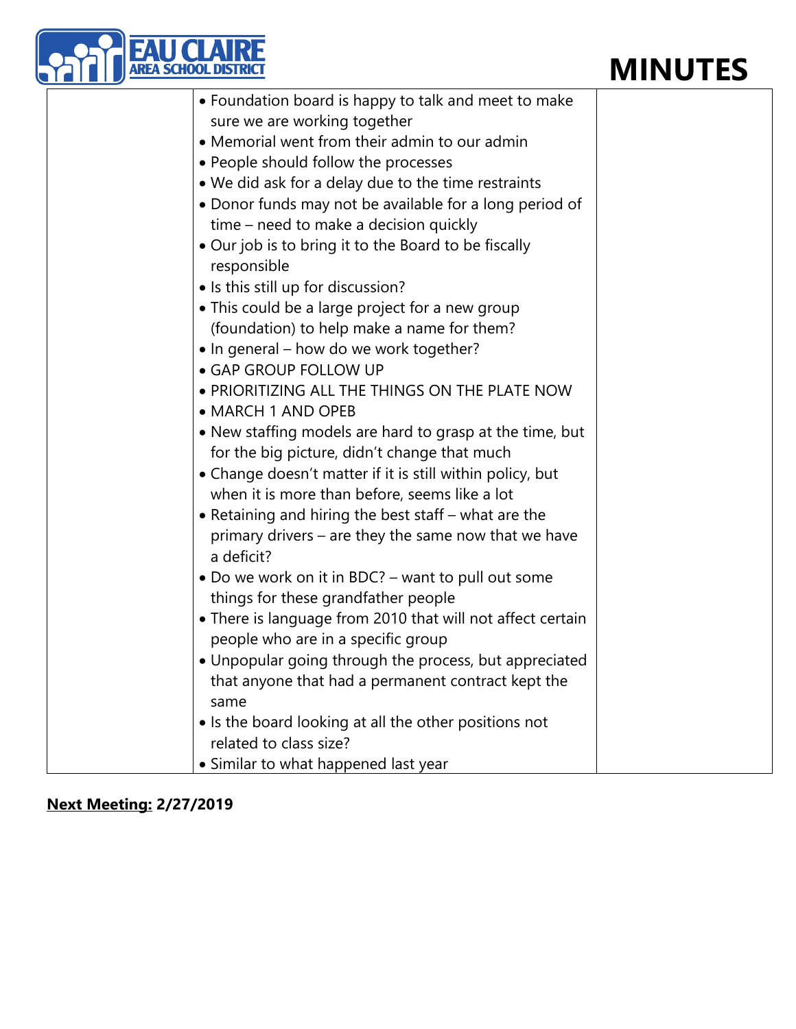| | | |
|---|---|---|
| | • Foundation board is happy to talk and meet to make sure we are working together<br>• Memorial went from their admin to our admin<br>• People should follow the processes<br>• We did ask for a delay due to the time restraints<br>• Donor funds may not be available for a long period of time – need to make a decision quickly<br>• Our job is to bring it to the Board to be fiscally responsible<br>• Is this still up for discussion?<br>• This could be a large project for a new group (foundation) to help make a name for them?<br>• In general – how do we work together?<br>• GAP GROUP FOLLOW UP<br>• PRIORITIZING ALL THE THINGS ON THE PLATE NOW<br>• MARCH 1 AND OPEB<br>• New staffing models are hard to grasp at the time, but for the big picture, didn't change that much<br>• Change doesn't matter if it is still within policy, but when it is more than before, seems like a lot<br>• Retaining and hiring the best staff – what are the primary drivers – are they the same now that we have a deficit?<br>• Do we work on it in BDC? – want to pull out some things for these grandfather people<br>• There is language from 2010 that will not affect certain people who are in a specific group<br>• Unpopular going through the process, but appreciated that anyone that had a permanent contract kept the same<br>• Is the board looking at all the other positions not related to class size?<br>• Similar to what happened last year | |

**<u>Next Meeting:</u> 2/27/2019**